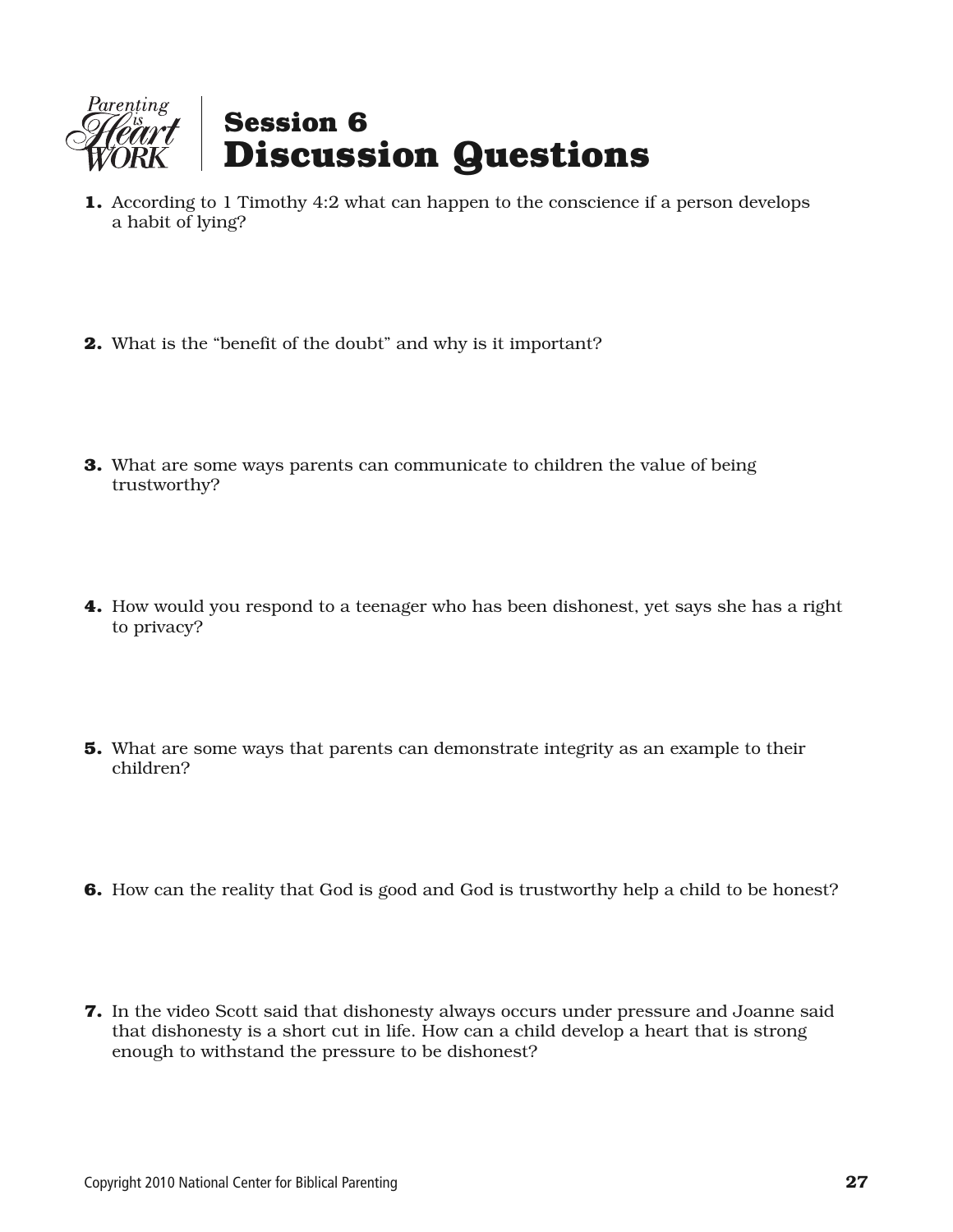Parenting is Heart WORK

# Session 6 Discussion Questions

1. According to 1 Timothy 4:2 what can happen to the conscience if a person develops a habit of lying?

2. What is the “benefit of the doubt” and why is it important?

3. What are some ways parents can communicate to children the value of being trustworthy?

4. How would you respond to a teenager who has been dishonest, yet says she has a right to privacy?

5. What are some ways that parents can demonstrate integrity as an example to their children?

6. How can the reality that God is good and God is trustworthy help a child to be honest?

7. In the video Scott said that dishonesty always occurs under pressure and Joanne said that dishonesty is a short cut in life. How can a child develop a heart that is strong enough to withstand the pressure to be dishonest?

Copyright 2010 National Center for Biblical Parenting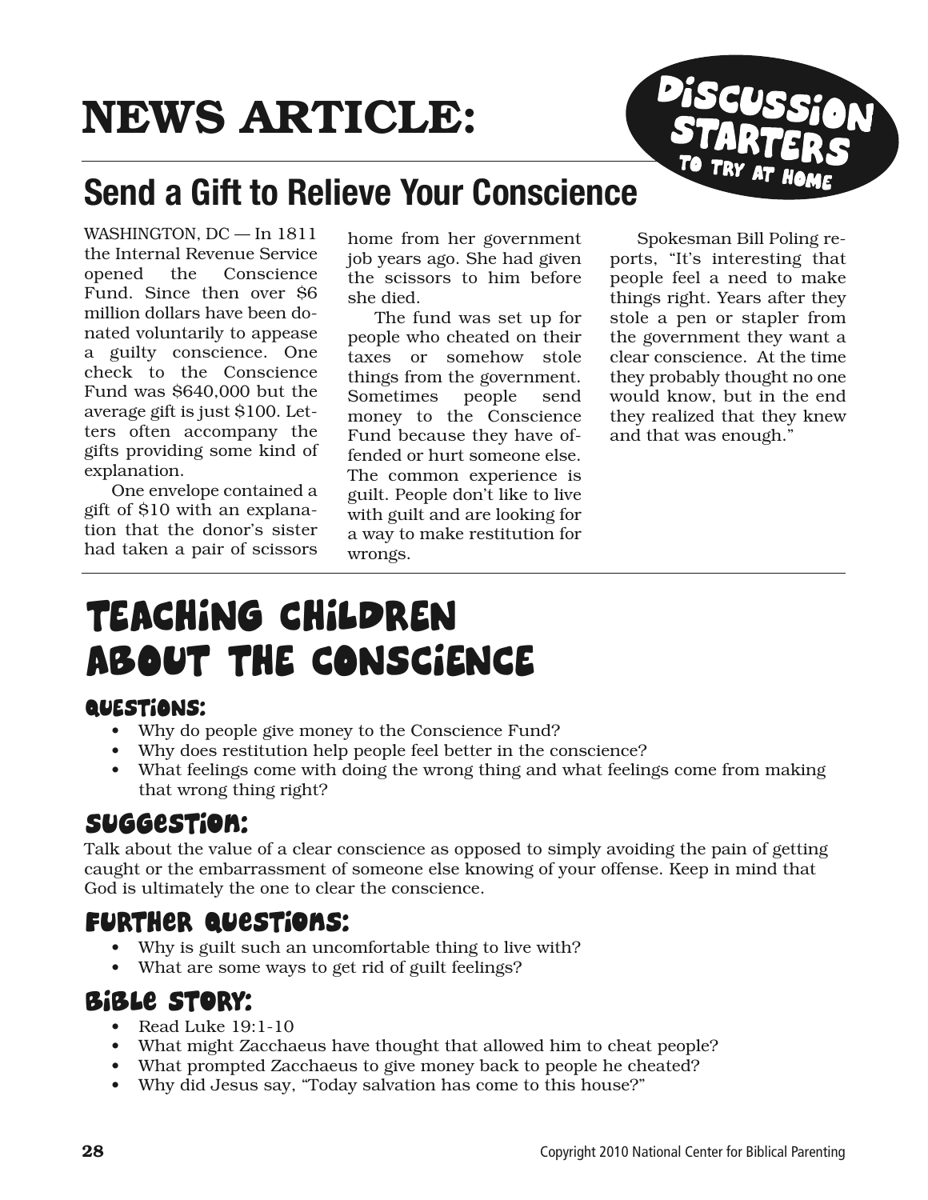# NEWS ARTICLE:

**DISCUSSION STARTERS TO TRY AT HOME**

## Send a Gift to Relieve Your Conscience

WASHINGTON, DC — In 1811 the Internal Revenue Service opened the Conscience Fund. Since then over $6 million dollars have been donated voluntarily to appease a guilty conscience. One check to the Conscience Fund was $640,000 but the average gift is just $100. Letters often accompany the gifts providing some kind of explanation.

One envelope contained a gift of $10 with an explanation that the donor's sister had taken a pair of scissors home from her government job years ago. She had given the scissors to him before she died.

The fund was set up for people who cheated on their taxes or somehow stole things from the government. Sometimes people send money to the Conscience Fund because they have offended or hurt someone else. The common experience is guilt. People don't like to live with guilt and are looking for a way to make restitution for wrongs.

Spokesman Bill Poling reports, "It's interesting that people feel a need to make things right. Years after they stole a pen or stapler from the government they want a clear conscience. At the time they probably thought no one would know, but in the end they realized that they knew and that was enough."

# Teaching Children About the Conscience

### Questions:

- Why do people give money to the Conscience Fund?
- Why does restitution help people feel better in the conscience?
- What feelings come with doing the wrong thing and what feelings come from making that wrong thing right?

### Suggestion:

Talk about the value of a clear conscience as opposed to simply avoiding the pain of getting caught or the embarrassment of someone else knowing of your offense. Keep in mind that God is ultimately the one to clear the conscience.

### Further Questions:

- Why is guilt such an uncomfortable thing to live with?
- What are some ways to get rid of guilt feelings?

### Bible Story:

- Read Luke 19:1-10
- What might Zacchaeus have thought that allowed him to cheat people?
- What prompted Zacchaeus to give money back to people he cheated?
- Why did Jesus say, "Today salvation has come to this house?"

Copyright 2010 National Center for Biblical Parenting